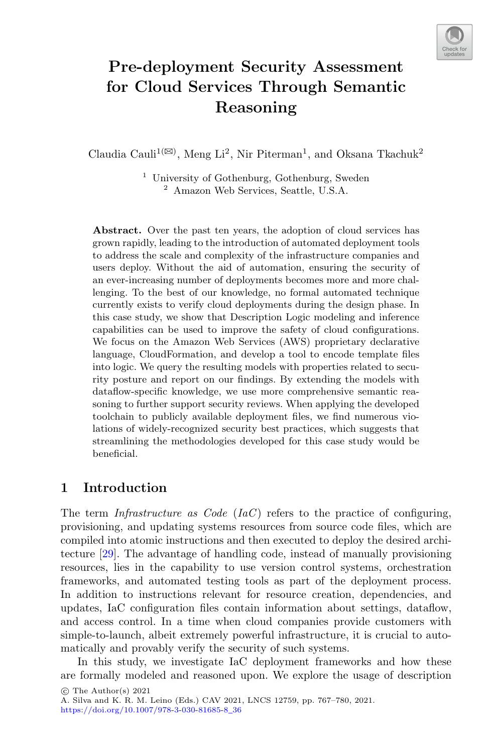# Pre-deployment Security Assessment for Cloud Services Through Semantic Reasoning

Claudia Cauli[1](✉), Meng Li[2], Nir Piterman[1], and Oksana Tkachuk[2]

[1] University of Gothenburg, Gothenburg, Sweden
[2] Amazon Web Services, Seattle, U.S.A.

**Abstract.** Over the past ten years, the adoption of cloud services has grown rapidly, leading to the introduction of automated deployment tools to address the scale and complexity of the infrastructure companies and users deploy. Without the aid of automation, ensuring the security of an ever-increasing number of deployments becomes more and more challenging. To the best of our knowledge, no formal automated technique currently exists to verify cloud deployments during the design phase. In this case study, we show that Description Logic modeling and inference capabilities can be used to improve the safety of cloud configurations. We focus on the Amazon Web Services (AWS) proprietary declarative language, CloudFormation, and develop a tool to encode template files into logic. We query the resulting models with properties related to security posture and report on our findings. By extending the models with dataflow-specific knowledge, we use more comprehensive semantic reasoning to further support security reviews. When applying the developed toolchain to publicly available deployment files, we find numerous violations of widely-recognized security best practices, which suggests that streamlining the methodologies developed for this case study would be beneficial.

## 1 Introduction

The term *Infrastructure as Code* (*IaC*) refers to the practice of configuring, provisioning, and updating systems resources from source code files, which are compiled into atomic instructions and then executed to deploy the desired architecture [29]. The advantage of handling code, instead of manually provisioning resources, lies in the capability to use version control systems, orchestration frameworks, and automated testing tools as part of the deployment process. In addition to instructions relevant for resource creation, dependencies, and updates, IaC configuration files contain information about settings, dataflow, and access control. In a time when cloud companies provide customers with simple-to-launch, albeit extremely powerful infrastructure, it is crucial to automatically and provably verify the security of such systems.

In this study, we investigate IaC deployment frameworks and how these are formally modeled and reasoned upon. We explore the usage of description

© The Author(s) 2021
A. Silva and K. R. M. Leino (Eds.) CAV 2021, LNCS 12759, pp. 767–780, 2021.
https://doi.org/10.1007/978-3-030-81685-8_36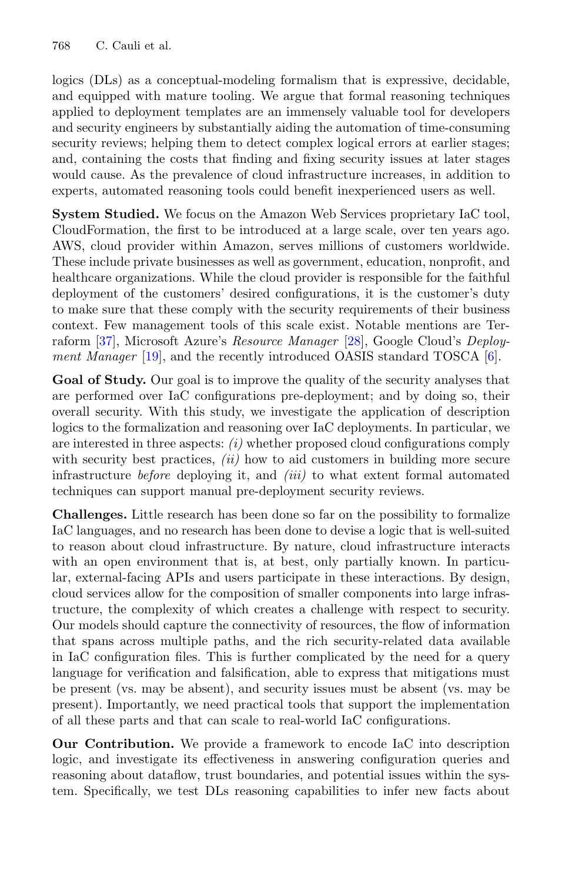logics (DLs) as a conceptual-modeling formalism that is expressive, decidable, and equipped with mature tooling. We argue that formal reasoning techniques applied to deployment templates are an immensely valuable tool for developers and security engineers by substantially aiding the automation of time-consuming security reviews; helping them to detect complex logical errors at earlier stages; and, containing the costs that finding and fixing security issues at later stages would cause. As the prevalence of cloud infrastructure increases, in addition to experts, automated reasoning tools could benefit inexperienced users as well.

**System Studied.** We focus on the Amazon Web Services proprietary IaC tool, CloudFormation, the first to be introduced at a large scale, over ten years ago. AWS, cloud provider within Amazon, serves millions of customers worldwide. These include private businesses as well as government, education, nonprofit, and healthcare organizations. While the cloud provider is responsible for the faithful deployment of the customers' desired configurations, it is the customer's duty to make sure that these comply with the security requirements of their business context. Few management tools of this scale exist. Notable mentions are Terraform [37], Microsoft Azure's *Resource Manager* [28], Google Cloud's *Deployment Manager* [19], and the recently introduced OASIS standard TOSCA [6].

**Goal of Study.** Our goal is to improve the quality of the security analyses that are performed over IaC configurations pre-deployment; and by doing so, their overall security. With this study, we investigate the application of description logics to the formalization and reasoning over IaC deployments. In particular, we are interested in three aspects: *(i)* whether proposed cloud configurations comply with security best practices, *(ii)* how to aid customers in building more secure infrastructure *before* deploying it, and *(iii)* to what extent formal automated techniques can support manual pre-deployment security reviews.

**Challenges.** Little research has been done so far on the possibility to formalize IaC languages, and no research has been done to devise a logic that is well-suited to reason about cloud infrastructure. By nature, cloud infrastructure interacts with an open environment that is, at best, only partially known. In particular, external-facing APIs and users participate in these interactions. By design, cloud services allow for the composition of smaller components into large infrastructure, the complexity of which creates a challenge with respect to security. Our models should capture the connectivity of resources, the flow of information that spans across multiple paths, and the rich security-related data available in IaC configuration files. This is further complicated by the need for a query language for verification and falsification, able to express that mitigations must be present (vs. may be absent), and security issues must be absent (vs. may be present). Importantly, we need practical tools that support the implementation of all these parts and that can scale to real-world IaC configurations.

**Our Contribution.** We provide a framework to encode IaC into description logic, and investigate its effectiveness in answering configuration queries and reasoning about dataflow, trust boundaries, and potential issues within the system. Specifically, we test DLs reasoning capabilities to infer new facts about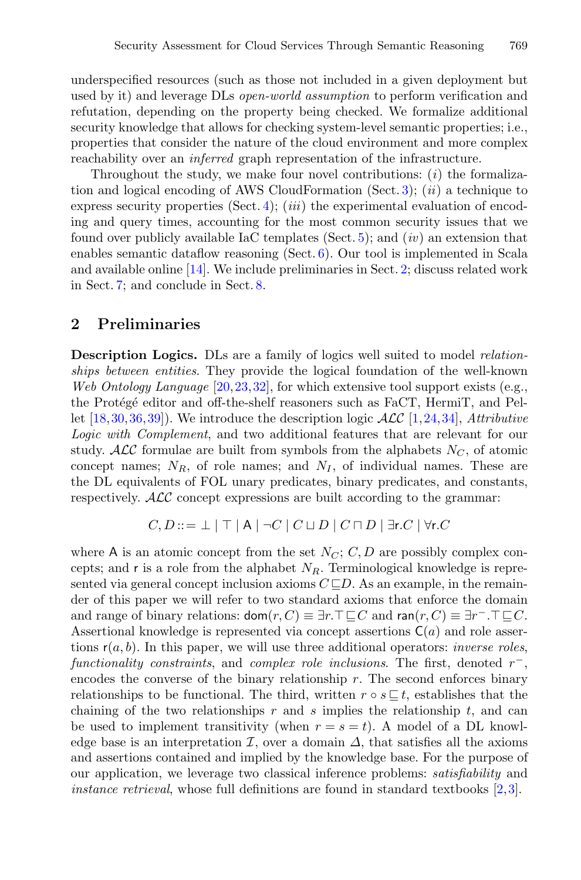underspecified resources (such as those not included in a given deployment but used by it) and leverage DLs *open-world assumption* to perform verification and refutation, depending on the property being checked. We formalize additional security knowledge that allows for checking system-level semantic properties; i.e., properties that consider the nature of the cloud environment and more complex reachability over an *inferred* graph representation of the infrastructure.

Throughout the study, we make four novel contributions: (*i*) the formalization and logical encoding of AWS CloudFormation (Sect. 3); (*ii*) a technique to express security properties (Sect. 4); (*iii*) the experimental evaluation of encoding and query times, accounting for the most common security issues that we found over publicly available IaC templates (Sect. 5); and (*iv*) an extension that enables semantic dataflow reasoning (Sect. 6). Our tool is implemented in Scala and available online [14]. We include preliminaries in Sect. 2; discuss related work in Sect. 7; and conclude in Sect. 8.

## 2 Preliminaries

**Description Logics.** DLs are a family of logics well suited to model *relationships between entities*. They provide the logical foundation of the well-known *Web Ontology Language* [20,23,32], for which extensive tool support exists (e.g., the Protégé editor and off-the-shelf reasoners such as FaCT, HermiT, and Pellet [18,30,36,39]). We introduce the description logic $\mathcal{ALC}$ [1,24,34], *Attributive Logic with Complement*, and two additional features that are relevant for our study. $\mathcal{ALC}$ formulae are built from symbols from the alphabets $N_C$, of atomic concept names; $N_R$, of role names; and $N_I$, of individual names. These are the DL equivalents of FOL unary predicates, binary predicates, and constants, respectively. $\mathcal{ALC}$ concept expressions are built according to the grammar:

$$C, D ::= \bot \mid \top \mid \mathsf{A} \mid \neg C \mid C \sqcup D \mid C \sqcap D \mid \exists \mathsf{r}.C \mid \forall \mathsf{r}.C$$

where $\mathsf{A}$ is an atomic concept from the set $N_C$; $C, D$ are possibly complex concepts; and $\mathsf{r}$ is a role from the alphabet $N_R$. Terminological knowledge is represented via general concept inclusion axioms $C \sqsubseteq D$. As an example, in the remainder of this paper we will refer to two standard axioms that enforce the domain and range of binary relations: $\mathsf{dom}(r, C) \equiv \exists r.\top \sqsubseteq C$ and $\mathsf{ran}(r, C) \equiv \exists r^{-}.\top \sqsubseteq C$. Assertional knowledge is represented via concept assertions $\mathsf{C}(a)$ and role assertions $\mathsf{r}(a, b)$. In this paper, we will use three additional operators: *inverse roles*, *functionality constraints*, and *complex role inclusions*. The first, denoted $r^{-}$, encodes the converse of the binary relationship $r$. The second enforces binary relationships to be functional. The third, written $r \circ s \sqsubseteq t$, establishes that the chaining of the two relationships $r$ and $s$ implies the relationship $t$, and can be used to implement transitivity (when $r = s = t$). A model of a DL knowledge base is an interpretation $\mathcal{I}$, over a domain $\Delta$, that satisfies all the axioms and assertions contained and implied by the knowledge base. For the purpose of our application, we leverage two classical inference problems: *satisfiability* and *instance retrieval*, whose full definitions are found in standard textbooks [2,3].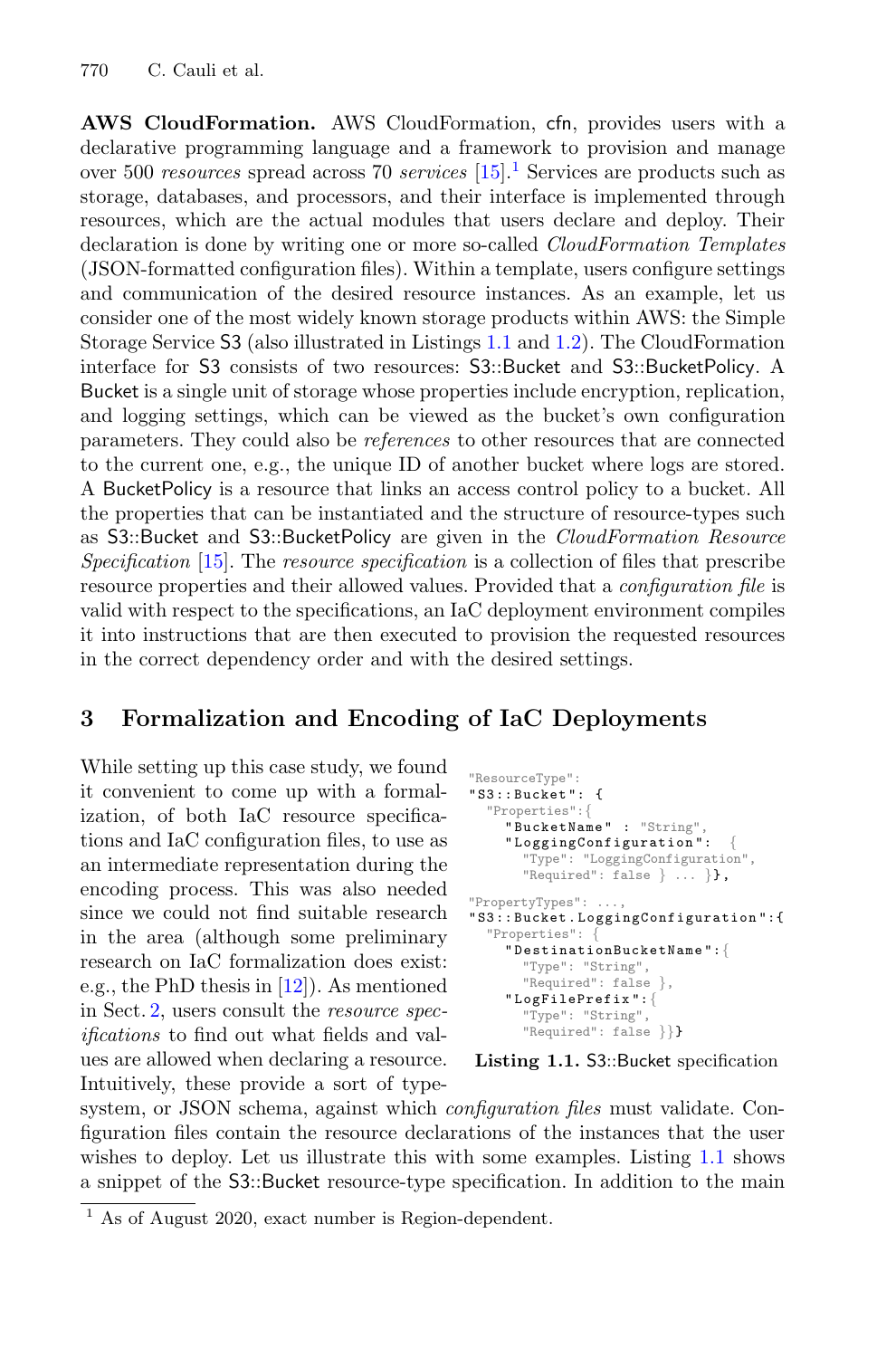**AWS CloudFormation.** AWS CloudFormation, cfn, provides users with a declarative programming language and a framework to provision and manage over 500 *resources* spread across 70 *services* [15].[1] Services are products such as storage, databases, and processors, and their interface is implemented through resources, which are the actual modules that users declare and deploy. Their declaration is done by writing one or more so-called *CloudFormation Templates* (JSON-formatted configuration files). Within a template, users configure settings and communication of the desired resource instances. As an example, let us consider one of the most widely known storage products within AWS: the Simple Storage Service S3 (also illustrated in Listings 1.1 and 1.2). The CloudFormation interface for S3 consists of two resources: S3::Bucket and S3::BucketPolicy. A Bucket is a single unit of storage whose properties include encryption, replication, and logging settings, which can be viewed as the bucket's own configuration parameters. They could also be *references* to other resources that are connected to the current one, e.g., the unique ID of another bucket where logs are stored. A BucketPolicy is a resource that links an access control policy to a bucket. All the properties that can be instantiated and the structure of resource-types such as S3::Bucket and S3::BucketPolicy are given in the *CloudFormation Resource Specification* [15]. The *resource specification* is a collection of files that prescribe resource properties and their allowed values. Provided that a *configuration file* is valid with respect to the specifications, an IaC deployment environment compiles it into instructions that are then executed to provision the requested resources in the correct dependency order and with the desired settings.

## 3 Formalization and Encoding of IaC Deployments

While setting up this case study, we found it convenient to come up with a formalization, of both IaC resource specifications and IaC configuration files, to use as an intermediate representation during the encoding process. This was also needed since we could not find suitable research in the area (although some preliminary research on IaC formalization does exist: e.g., the PhD thesis in [12]). As mentioned in Sect. 2, users consult the *resource specifications* to find out what fields and values are allowed when declaring a resource. Intuitively, these provide a sort of type-system, or JSON schema, against which *configuration files* must validate. Configuration files contain the resource declarations of the instances that the user wishes to deploy. Let us illustrate this with some examples. Listing 1.1 shows a snippet of the S3::Bucket resource-type specification. In addition to the main

```
"ResourceType":
"S3::Bucket": {
  "Properties":{
    "BucketName" : "String",
    "LoggingConfiguration":  {
      "Type": "LoggingConfiguration",
      "Required": false } ... }},

"PropertyTypes": ...,
"S3::Bucket.LoggingConfiguration":{
  "Properties": {
    "DestinationBucketName":{
      "Type": "String",
      "Required": false },
    "LogFilePrefix":{
      "Type": "String",
      "Required": false }}}
```

**Listing 1.1.** S3::Bucket specification

[1] As of August 2020, exact number is Region-dependent.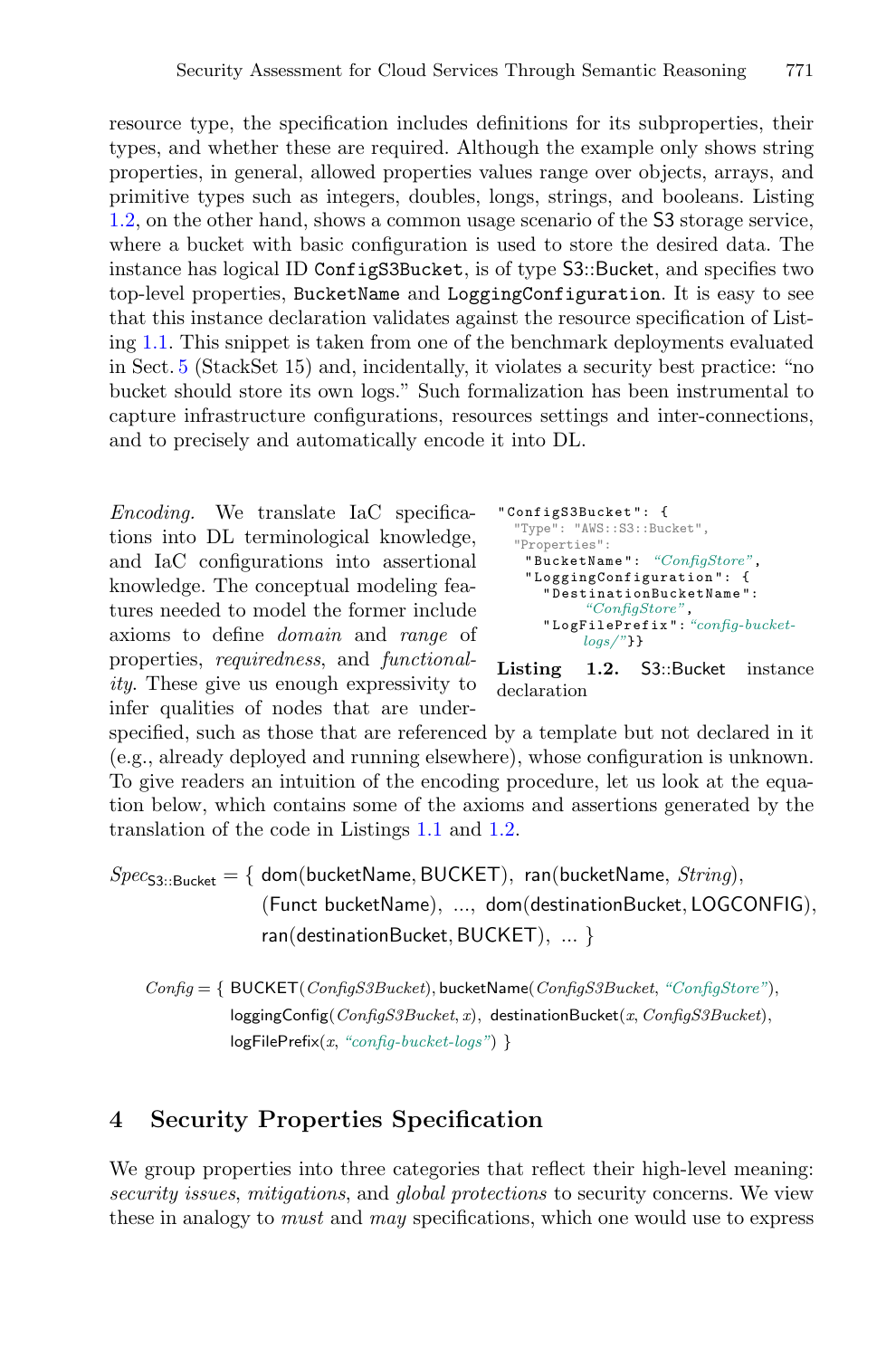resource type, the specification includes definitions for its subproperties, their types, and whether these are required. Although the example only shows string properties, in general, allowed properties values range over objects, arrays, and primitive types such as integers, doubles, longs, strings, and booleans. Listing 1.2, on the other hand, shows a common usage scenario of the S3 storage service, where a bucket with basic configuration is used to store the desired data. The instance has logical ID `ConfigS3Bucket`, is of type S3::Bucket, and specifies two top-level properties, `BucketName` and `LoggingConfiguration`. It is easy to see that this instance declaration validates against the resource specification of Listing 1.1. This snippet is taken from one of the benchmark deployments evaluated in Sect. 5 (StackSet 15) and, incidentally, it violates a security best practice: "no bucket should store its own logs." Such formalization has been instrumental to capture infrastructure configurations, resources settings and inter-connections, and to precisely and automatically encode it into DL.

```
"ConfigS3Bucket": {
  "Type": "AWS::S3::Bucket",
  "Properties":
   "BucketName": "ConfigStore",
   "LoggingConfiguration": {
     "DestinationBucketName":
         "ConfigStore",
     "LogFilePrefix":"config-bucket-
         logs/"}}
```

**Listing 1.2.** S3::Bucket instance declaration

*Encoding.* We translate IaC specifications into DL terminological knowledge, and IaC configurations into assertional knowledge. The conceptual modeling features needed to model the former include axioms to define *domain* and *range* of properties, *requiredness*, and *functionality*. These give us enough expressivity to infer qualities of nodes that are underspecified, such as those that are referenced by a template but not declared in it (e.g., already deployed and running elsewhere), whose configuration is unknown. To give readers an intuition of the encoding procedure, let us look at the equation below, which contains some of the axioms and assertions generated by the translation of the code in Listings 1.1 and 1.2.

$$
\begin{aligned}
Spec_{\mathsf{S3::Bucket}} = \{ \; & \mathsf{dom}(\mathsf{bucketName}, \mathsf{BUCKET}),\; \mathsf{ran}(\mathsf{bucketName}, \mathit{String}), \\
& (\mathsf{Funct}\ \mathsf{bucketName}),\; \ldots,\; \mathsf{dom}(\mathsf{destinationBucket}, \mathsf{LOGCONFIG}), \\
& \mathsf{ran}(\mathsf{destinationBucket}, \mathsf{BUCKET}),\; \ldots \; \}
\end{aligned}
$$

$$
\begin{aligned}
\mathit{Config} = \{ \; & \mathsf{BUCKET}(\mathit{ConfigS3Bucket}), \mathsf{bucketName}(\mathit{ConfigS3Bucket}, \text{“ConfigStore”}), \\
& \mathsf{loggingConfig}(\mathit{ConfigS3Bucket}, x),\; \mathsf{destinationBucket}(x, \mathit{ConfigS3Bucket}), \\
& \mathsf{logFilePrefix}(x, \text{“config-bucket-logs”}) \; \}
\end{aligned}
$$

## 4 Security Properties Specification

We group properties into three categories that reflect their high-level meaning: *security issues*, *mitigations*, and *global protections* to security concerns. We view these in analogy to *must* and *may* specifications, which one would use to express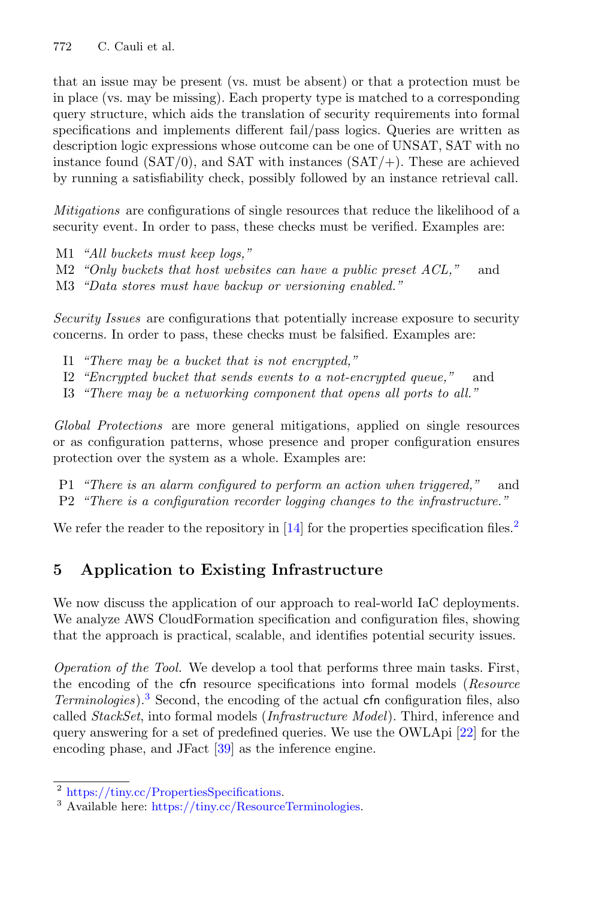that an issue may be present (vs. must be absent) or that a protection must be in place (vs. may be missing). Each property type is matched to a corresponding query structure, which aids the translation of security requirements into formal specifications and implements different fail/pass logics. Queries are written as description logic expressions whose outcome can be one of UNSAT, SAT with no instance found (SAT/0), and SAT with instances (SAT/+). These are achieved by running a satisfiability check, possibly followed by an instance retrieval call.

*Mitigations* are configurations of single resources that reduce the likelihood of a security event. In order to pass, these checks must be verified. Examples are:

- M1 *"All buckets must keep logs,"*
- M2 *"Only buckets that host websites can have a public preset ACL,"* and
- M3 *"Data stores must have backup or versioning enabled."*

*Security Issues* are configurations that potentially increase exposure to security concerns. In order to pass, these checks must be falsified. Examples are:

- I1 *"There may be a bucket that is not encrypted,"*
- I2 *"Encrypted bucket that sends events to a not-encrypted queue,"* and
- I3 *"There may be a networking component that opens all ports to all."*

*Global Protections* are more general mitigations, applied on single resources or as configuration patterns, whose presence and proper configuration ensures protection over the system as a whole. Examples are:

- P1 *"There is an alarm configured to perform an action when triggered,"* and
- P2 *"There is a configuration recorder logging changes to the infrastructure."*

We refer the reader to the repository in [14] for the properties specification files.[2]

## 5 Application to Existing Infrastructure

We now discuss the application of our approach to real-world IaC deployments. We analyze AWS CloudFormation specification and configuration files, showing that the approach is practical, scalable, and identifies potential security issues.

*Operation of the Tool.* We develop a tool that performs three main tasks. First, the encoding of the cfn resource specifications into formal models (*Resource Terminologies*).[3] Second, the encoding of the actual cfn configuration files, also called *StackSet*, into formal models (*Infrastructure Model*). Third, inference and query answering for a set of predefined queries. We use the OWLApi [22] for the encoding phase, and JFact [39] as the inference engine.

[2] https://tiny.cc/PropertiesSpecifications.

[3] Available here: https://tiny.cc/ResourceTerminologies.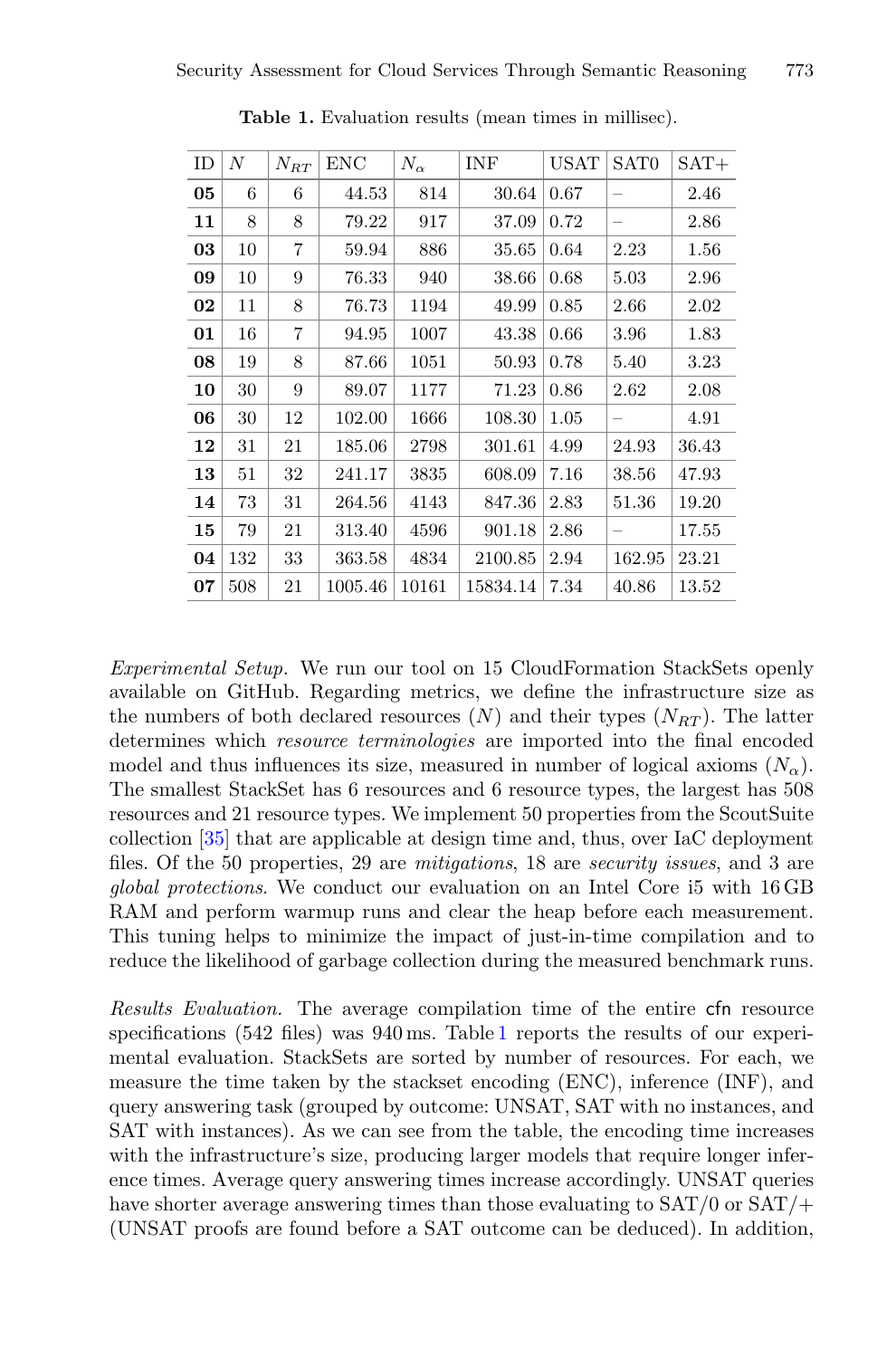**Table 1.** Evaluation results (mean times in millisec).

| ID | $N$ | $N_{RT}$ | ENC | $N_\alpha$ | INF | USAT | SAT0 | SAT+ |
|---|---|---|---|---|---|---|---|---|
| **05** | 6 | 6 | 44.53 | 814 | 30.64 | 0.67 | – | 2.46 |
| **11** | 8 | 8 | 79.22 | 917 | 37.09 | 0.72 | – | 2.86 |
| **03** | 10 | 7 | 59.94 | 886 | 35.65 | 0.64 | 2.23 | 1.56 |
| **09** | 10 | 9 | 76.33 | 940 | 38.66 | 0.68 | 5.03 | 2.96 |
| **02** | 11 | 8 | 76.73 | 1194 | 49.99 | 0.85 | 2.66 | 2.02 |
| **01** | 16 | 7 | 94.95 | 1007 | 43.38 | 0.66 | 3.96 | 1.83 |
| **08** | 19 | 8 | 87.66 | 1051 | 50.93 | 0.78 | 5.40 | 3.23 |
| **10** | 30 | 9 | 89.07 | 1177 | 71.23 | 0.86 | 2.62 | 2.08 |
| **06** | 30 | 12 | 102.00 | 1666 | 108.30 | 1.05 | – | 4.91 |
| **12** | 31 | 21 | 185.06 | 2798 | 301.61 | 4.99 | 24.93 | 36.43 |
| **13** | 51 | 32 | 241.17 | 3835 | 608.09 | 7.16 | 38.56 | 47.93 |
| **14** | 73 | 31 | 264.56 | 4143 | 847.36 | 2.83 | 51.36 | 19.20 |
| **15** | 79 | 21 | 313.40 | 4596 | 901.18 | 2.86 | – | 17.55 |
| **04** | 132 | 33 | 363.58 | 4834 | 2100.85 | 2.94 | 162.95 | 23.21 |
| **07** | 508 | 21 | 1005.46 | 10161 | 15834.14 | 7.34 | 40.86 | 13.52 |

*Experimental Setup.* We run our tool on 15 CloudFormation StackSets openly available on GitHub. Regarding metrics, we define the infrastructure size as the numbers of both declared resources ($N$) and their types ($N_{RT}$). The latter determines which *resource terminologies* are imported into the final encoded model and thus influences its size, measured in number of logical axioms ($N_\alpha$). The smallest StackSet has 6 resources and 6 resource types, the largest has 508 resources and 21 resource types. We implement 50 properties from the ScoutSuite collection [35] that are applicable at design time and, thus, over IaC deployment files. Of the 50 properties, 29 are *mitigations*, 18 are *security issues*, and 3 are *global protections*. We conduct our evaluation on an Intel Core i5 with 16 GB RAM and perform warmup runs and clear the heap before each measurement. This tuning helps to minimize the impact of just-in-time compilation and to reduce the likelihood of garbage collection during the measured benchmark runs.

*Results Evaluation.* The average compilation time of the entire cfn resource specifications (542 files) was 940 ms. Table 1 reports the results of our experimental evaluation. StackSets are sorted by number of resources. For each, we measure the time taken by the stackset encoding (ENC), inference (INF), and query answering task (grouped by outcome: UNSAT, SAT with no instances, and SAT with instances). As we can see from the table, the encoding time increases with the infrastructure's size, producing larger models that require longer inference times. Average query answering times increase accordingly. UNSAT queries have shorter average answering times than those evaluating to SAT/0 or SAT/+ (UNSAT proofs are found before a SAT outcome can be deduced). In addition,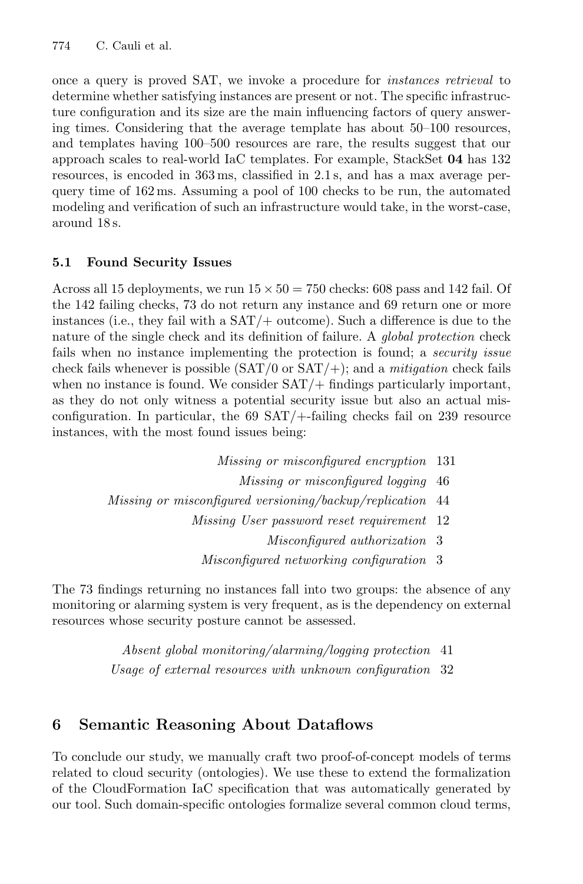once a query is proved SAT, we invoke a procedure for *instances retrieval* to determine whether satisfying instances are present or not. The specific infrastructure configuration and its size are the main influencing factors of query answering times. Considering that the average template has about 50–100 resources, and templates having 100–500 resources are rare, the results suggest that our approach scales to real-world IaC templates. For example, StackSet **04** has 132 resources, is encoded in 363 ms, classified in 2.1 s, and has a max average per-query time of 162 ms. Assuming a pool of 100 checks to be run, the automated modeling and verification of such an infrastructure would take, in the worst-case, around 18 s.

### 5.1 Found Security Issues

Across all 15 deployments, we run $15 \times 50 = 750$ checks: 608 pass and 142 fail. Of the 142 failing checks, 73 do not return any instance and 69 return one or more instances (i.e., they fail with a SAT/+ outcome). Such a difference is due to the nature of the single check and its definition of failure. A *global protection* check fails when no instance implementing the protection is found; a *security issue* check fails whenever is possible (SAT/0 or SAT/+); and a *mitigation* check fails when no instance is found. We consider SAT/+ findings particularly important, as they do not only witness a potential security issue but also an actual misconfiguration. In particular, the 69 SAT/+-failing checks fail on 239 resource instances, with the most found issues being:

| | |
|---:|---|
| *Missing or misconfigured encryption* | 131 |
| *Missing or misconfigured logging* | 46 |
| *Missing or misconfigured versioning/backup/replication* | 44 |
| *Missing User password reset requirement* | 12 |
| *Misconfigured authorization* | 3 |
| *Misconfigured networking configuration* | 3 |

The 73 findings returning no instances fall into two groups: the absence of any monitoring or alarming system is very frequent, as is the dependency on external resources whose security posture cannot be assessed.

| | |
|---:|---|
| *Absent global monitoring/alarming/logging protection* | 41 |
| *Usage of external resources with unknown configuration* | 32 |

## 6 Semantic Reasoning About Dataflows

To conclude our study, we manually craft two proof-of-concept models of terms related to cloud security (ontologies). We use these to extend the formalization of the CloudFormation IaC specification that was automatically generated by our tool. Such domain-specific ontologies formalize several common cloud terms,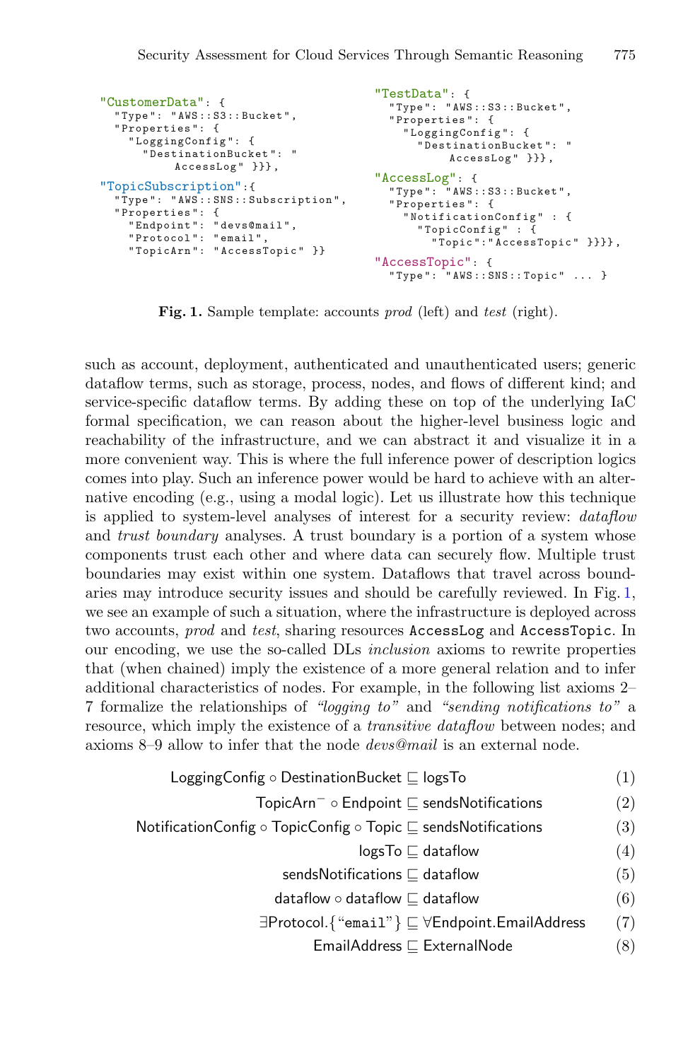```
"CustomerData": {
  "Type": "AWS::S3::Bucket",
  "Properties": {
    "LoggingConfig": {
      "DestinationBucket": "
          AccessLog" }}},
"TopicSubscription":{
  "Type": "AWS::SNS::Subscription",
  "Properties": {
    "Endpoint": "devs@mail",
    "Protocol": "email",
    "TopicArn": "AccessTopic" }}
```

```
"TestData": {
  "Type": "AWS::S3::Bucket",
  "Properties": {
    "LoggingConfig": {
      "DestinationBucket": "
          AccessLog" }}},
"AccessLog": {
  "Type": "AWS::S3::Bucket",
  "Properties": {
    "NotificationConfig" : {
      "TopicConfig" : {
        "Topic":"AccessTopic" }}}},
"AccessTopic": {
  "Type": "AWS::SNS::Topic" ... }
```

**Fig. 1.** Sample template: accounts *prod* (left) and *test* (right).

such as account, deployment, authenticated and unauthenticated users; generic dataflow terms, such as storage, process, nodes, and flows of different kind; and service-specific dataflow terms. By adding these on top of the underlying IaC formal specification, we can reason about the higher-level business logic and reachability of the infrastructure, and we can abstract it and visualize it in a more convenient way. This is where the full inference power of description logics comes into play. Such an inference power would be hard to achieve with an alternative encoding (e.g., using a modal logic). Let us illustrate how this technique is applied to system-level analyses of interest for a security review: *dataflow* and *trust boundary* analyses. A trust boundary is a portion of a system whose components trust each other and where data can securely flow. Multiple trust boundaries may exist within one system. Dataflows that travel across boundaries may introduce security issues and should be carefully reviewed. In Fig. 1, we see an example of such a situation, where the infrastructure is deployed across two accounts, *prod* and *test*, sharing resources `AccessLog` and `AccessTopic`. In our encoding, we use the so-called DLs *inclusion* axioms to rewrite properties that (when chained) imply the existence of a more general relation and to infer additional characteristics of nodes. For example, in the following list axioms 2–7 formalize the relationships of *"logging to"* and *"sending notifications to"* a resource, which imply the existence of a *transitive dataflow* between nodes; and axioms 8–9 allow to infer that the node *devs@mail* is an external node.

$$\mathsf{LoggingConfig} \circ \mathsf{DestinationBucket} \sqsubseteq \mathsf{logsTo} \tag{1}$$

$$\mathsf{TopicArn}^{-} \circ \mathsf{Endpoint} \sqsubseteq \mathsf{sendsNotifications} \tag{2}$$

$$\mathsf{NotificationConfig} \circ \mathsf{TopicConfig} \circ \mathsf{Topic} \sqsubseteq \mathsf{sendsNotifications} \tag{3}$$

$$\mathsf{logsTo} \sqsubseteq \mathsf{dataflow} \tag{4}$$

$$\mathsf{sendsNotifications} \sqsubseteq \mathsf{dataflow} \tag{5}$$

$$\mathsf{dataflow} \circ \mathsf{dataflow} \sqsubseteq \mathsf{dataflow} \tag{6}$$

$$\exists \mathsf{Protocol}.\{\text{“}\texttt{email}\text{”}\} \sqsubseteq \forall \mathsf{Endpoint}.\mathsf{EmailAddress} \tag{7}$$

$$\mathsf{EmailAddress} \sqsubseteq \mathsf{ExternalNode} \tag{8}$$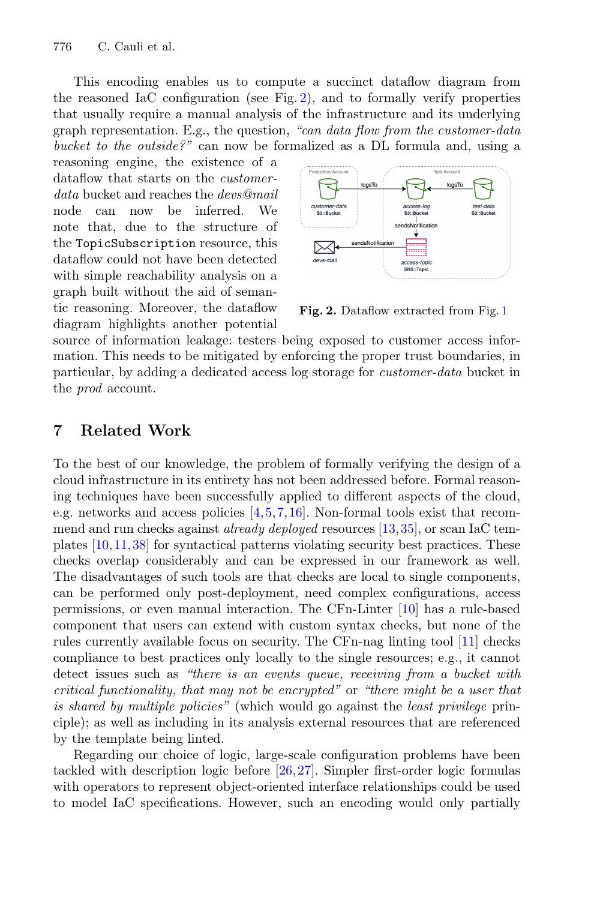This encoding enables us to compute a succinct dataflow diagram from the reasoned IaC configuration (see Fig. 2), and to formally verify properties that usually require a manual analysis of the infrastructure and its underlying graph representation. E.g., the question, *"can data flow from the customer-data bucket to the outside?"* can now be formalized as a DL formula and, using a reasoning engine, the existence of a dataflow that starts on the *customer-data* bucket and reaches the *devs@mail* node can now be inferred. We note that, due to the structure of the TopicSubscription resource, this dataflow could not have been detected with simple reachability analysis on a graph built without the aid of semantic reasoning. Moreover, the dataflow diagram highlights another potential source of information leakage: testers being exposed to customer access information. This needs to be mitigated by enforcing the proper trust boundaries, in particular, by adding a dedicated access log storage for *customer-data* bucket in the *prod* account.

Production Account
Test Account
logsTo
logsTo
customer-data
S3::Bucket
access-log
S3::Bucket
test-data
S3::Bucket
sendsNotification
sendsNotification
devs-mail
access-topic
SNS::Topic

**Fig. 2.** Dataflow extracted from Fig. 1

## 7 Related Work

To the best of our knowledge, the problem of formally verifying the design of a cloud infrastructure in its entirety has not been addressed before. Formal reasoning techniques have been successfully applied to different aspects of the cloud, e.g. networks and access policies [4,5,7,16]. Non-formal tools exist that recommend and run checks against *already deployed* resources [13,35], or scan IaC templates [10,11,38] for syntactical patterns violating security best practices. These checks overlap considerably and can be expressed in our framework as well. The disadvantages of such tools are that checks are local to single components, can be performed only post-deployment, need complex configurations, access permissions, or even manual interaction. The CFn-Linter [10] has a rule-based component that users can extend with custom syntax checks, but none of the rules currently available focus on security. The CFn-nag linting tool [11] checks compliance to best practices only locally to the single resources; e.g., it cannot detect issues such as *"there is an events queue, receiving from a bucket with critical functionality, that may not be encrypted"* or *"there might be a user that is shared by multiple policies"* (which would go against the *least privilege* principle); as well as including in its analysis external resources that are referenced by the template being linted.

Regarding our choice of logic, large-scale configuration problems have been tackled with description logic before [26,27]. Simpler first-order logic formulas with operators to represent object-oriented interface relationships could be used to model IaC specifications. However, such an encoding would only partially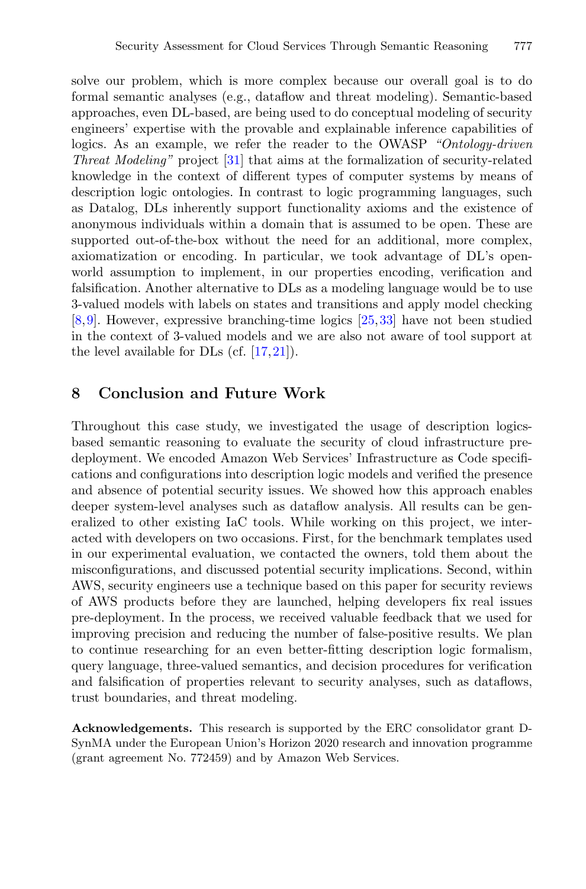solve our problem, which is more complex because our overall goal is to do formal semantic analyses (e.g., dataflow and threat modeling). Semantic-based approaches, even DL-based, are being used to do conceptual modeling of security engineers' expertise with the provable and explainable inference capabilities of logics. As an example, we refer the reader to the OWASP *"Ontology-driven Threat Modeling"* project [31] that aims at the formalization of security-related knowledge in the context of different types of computer systems by means of description logic ontologies. In contrast to logic programming languages, such as Datalog, DLs inherently support functionality axioms and the existence of anonymous individuals within a domain that is assumed to be open. These are supported out-of-the-box without the need for an additional, more complex, axiomatization or encoding. In particular, we took advantage of DL's open-world assumption to implement, in our properties encoding, verification and falsification. Another alternative to DLs as a modeling language would be to use 3-valued models with labels on states and transitions and apply model checking [8,9]. However, expressive branching-time logics [25,33] have not been studied in the context of 3-valued models and we are also not aware of tool support at the level available for DLs (cf. [17,21]).

## 8 Conclusion and Future Work

Throughout this case study, we investigated the usage of description logics-based semantic reasoning to evaluate the security of cloud infrastructure pre-deployment. We encoded Amazon Web Services' Infrastructure as Code specifications and configurations into description logic models and verified the presence and absence of potential security issues. We showed how this approach enables deeper system-level analyses such as dataflow analysis. All results can be generalized to other existing IaC tools. While working on this project, we interacted with developers on two occasions. First, for the benchmark templates used in our experimental evaluation, we contacted the owners, told them about the misconfigurations, and discussed potential security implications. Second, within AWS, security engineers use a technique based on this paper for security reviews of AWS products before they are launched, helping developers fix real issues pre-deployment. In the process, we received valuable feedback that we used for improving precision and reducing the number of false-positive results. We plan to continue researching for an even better-fitting description logic formalism, query language, three-valued semantics, and decision procedures for verification and falsification of properties relevant to security analyses, such as dataflows, trust boundaries, and threat modeling.

**Acknowledgements.** This research is supported by the ERC consolidator grant D-SynMA under the European Union's Horizon 2020 research and innovation programme (grant agreement No. 772459) and by Amazon Web Services.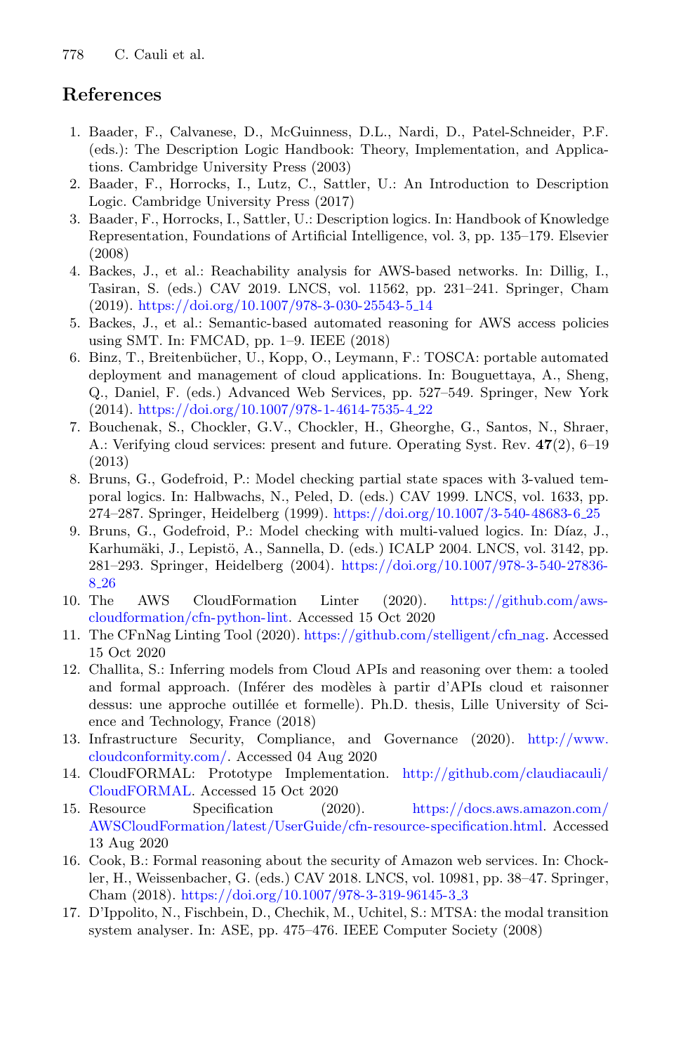## References

1. Baader, F., Calvanese, D., McGuinness, D.L., Nardi, D., Patel-Schneider, P.F. (eds.): The Description Logic Handbook: Theory, Implementation, and Applications. Cambridge University Press (2003)
2. Baader, F., Horrocks, I., Lutz, C., Sattler, U.: An Introduction to Description Logic. Cambridge University Press (2017)
3. Baader, F., Horrocks, I., Sattler, U.: Description logics. In: Handbook of Knowledge Representation, Foundations of Artificial Intelligence, vol. 3, pp. 135–179. Elsevier (2008)
4. Backes, J., et al.: Reachability analysis for AWS-based networks. In: Dillig, I., Tasiran, S. (eds.) CAV 2019. LNCS, vol. 11562, pp. 231–241. Springer, Cham (2019). https://doi.org/10.1007/978-3-030-25543-5_14
5. Backes, J., et al.: Semantic-based automated reasoning for AWS access policies using SMT. In: FMCAD, pp. 1–9. IEEE (2018)
6. Binz, T., Breitenbücher, U., Kopp, O., Leymann, F.: TOSCA: portable automated deployment and management of cloud applications. In: Bouguettaya, A., Sheng, Q., Daniel, F. (eds.) Advanced Web Services, pp. 527–549. Springer, New York (2014). https://doi.org/10.1007/978-1-4614-7535-4_22
7. Bouchenak, S., Chockler, G.V., Chockler, H., Gheorghe, G., Santos, N., Shraer, A.: Verifying cloud services: present and future. Operating Syst. Rev. **47**(2), 6–19 (2013)
8. Bruns, G., Godefroid, P.: Model checking partial state spaces with 3-valued temporal logics. In: Halbwachs, N., Peled, D. (eds.) CAV 1999. LNCS, vol. 1633, pp. 274–287. Springer, Heidelberg (1999). https://doi.org/10.1007/3-540-48683-6_25
9. Bruns, G., Godefroid, P.: Model checking with multi-valued logics. In: Díaz, J., Karhumäki, J., Lepistö, A., Sannella, D. (eds.) ICALP 2004. LNCS, vol. 3142, pp. 281–293. Springer, Heidelberg (2004). https://doi.org/10.1007/978-3-540-27836-8_26
10. The AWS CloudFormation Linter (2020). https://github.com/aws-cloudformation/cfn-python-lint. Accessed 15 Oct 2020
11. The CFnNag Linting Tool (2020). https://github.com/stelligent/cfn_nag. Accessed 15 Oct 2020
12. Challita, S.: Inferring models from Cloud APIs and reasoning over them: a tooled and formal approach. (Inférer des modèles à partir d'APIs cloud et raisonner dessus: une approche outillée et formelle). Ph.D. thesis, Lille University of Science and Technology, France (2018)
13. Infrastructure Security, Compliance, and Governance (2020). http://www.cloudconformity.com/. Accessed 04 Aug 2020
14. CloudFORMAL: Prototype Implementation. http://github.com/claudiacauli/CloudFORMAL. Accessed 15 Oct 2020
15. Resource Specification (2020). https://docs.aws.amazon.com/AWSCloudFormation/latest/UserGuide/cfn-resource-specification.html. Accessed 13 Aug 2020
16. Cook, B.: Formal reasoning about the security of Amazon web services. In: Chockler, H., Weissenbacher, G. (eds.) CAV 2018. LNCS, vol. 10981, pp. 38–47. Springer, Cham (2018). https://doi.org/10.1007/978-3-319-96145-3_3
17. D'Ippolito, N., Fischbein, D., Chechik, M., Uchitel, S.: MTSA: the modal transition system analyser. In: ASE, pp. 475–476. IEEE Computer Society (2008)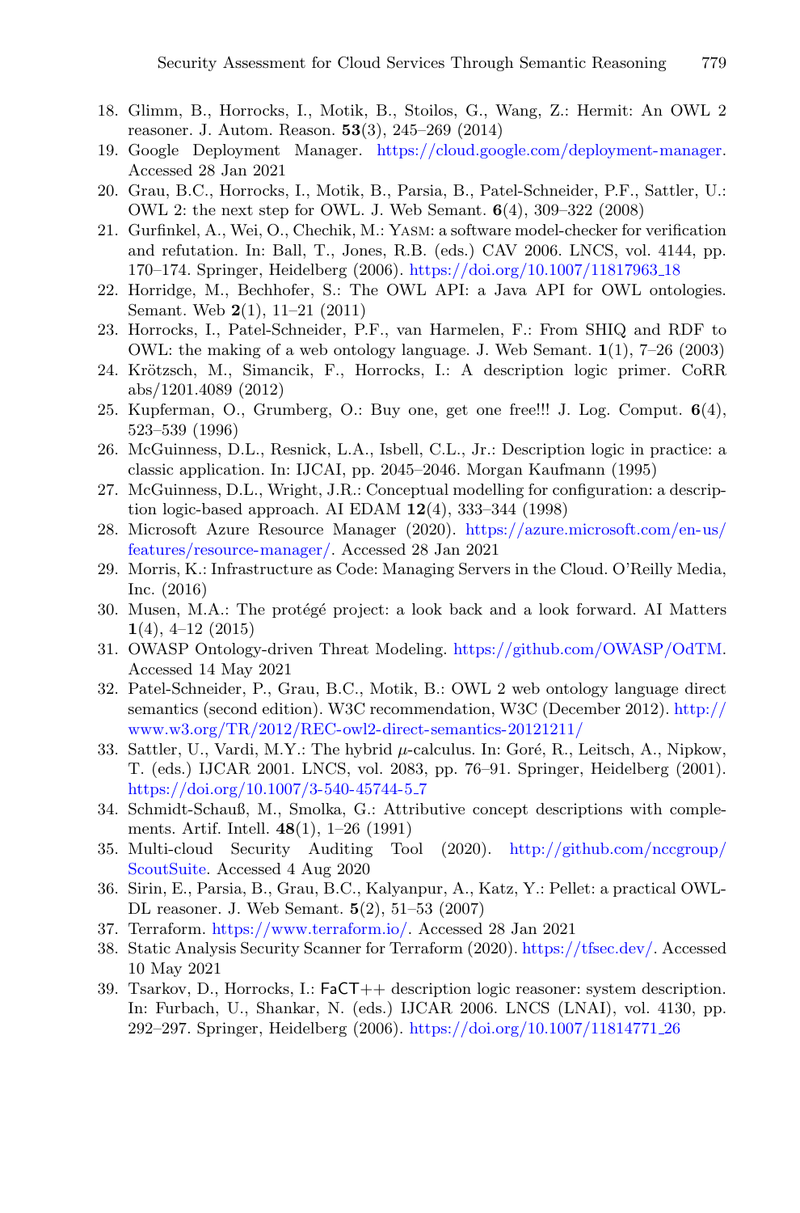18. Glimm, B., Horrocks, I., Motik, B., Stoilos, G., Wang, Z.: Hermit: An OWL 2 reasoner. J. Autom. Reason. **53**(3), 245–269 (2014)
19. Google Deployment Manager. https://cloud.google.com/deployment-manager. Accessed 28 Jan 2021
20. Grau, B.C., Horrocks, I., Motik, B., Parsia, B., Patel-Schneider, P.F., Sattler, U.: OWL 2: the next step for OWL. J. Web Semant. **6**(4), 309–322 (2008)
21. Gurfinkel, A., Wei, O., Chechik, M.: Yasm: a software model-checker for verification and refutation. In: Ball, T., Jones, R.B. (eds.) CAV 2006. LNCS, vol. 4144, pp. 170–174. Springer, Heidelberg (2006). https://doi.org/10.1007/11817963_18
22. Horridge, M., Bechhofer, S.: The OWL API: a Java API for OWL ontologies. Semant. Web **2**(1), 11–21 (2011)
23. Horrocks, I., Patel-Schneider, P.F., van Harmelen, F.: From SHIQ and RDF to OWL: the making of a web ontology language. J. Web Semant. **1**(1), 7–26 (2003)
24. Krötzsch, M., Simancik, F., Horrocks, I.: A description logic primer. CoRR abs/1201.4089 (2012)
25. Kupferman, O., Grumberg, O.: Buy one, get one free!!! J. Log. Comput. **6**(4), 523–539 (1996)
26. McGuinness, D.L., Resnick, L.A., Isbell, C.L., Jr.: Description logic in practice: a classic application. In: IJCAI, pp. 2045–2046. Morgan Kaufmann (1995)
27. McGuinness, D.L., Wright, J.R.: Conceptual modelling for configuration: a description logic-based approach. AI EDAM **12**(4), 333–344 (1998)
28. Microsoft Azure Resource Manager (2020). https://azure.microsoft.com/en-us/features/resource-manager/. Accessed 28 Jan 2021
29. Morris, K.: Infrastructure as Code: Managing Servers in the Cloud. O'Reilly Media, Inc. (2016)
30. Musen, M.A.: The protégé project: a look back and a look forward. AI Matters **1**(4), 4–12 (2015)
31. OWASP Ontology-driven Threat Modeling. https://github.com/OWASP/OdTM. Accessed 14 May 2021
32. Patel-Schneider, P., Grau, B.C., Motik, B.: OWL 2 web ontology language direct semantics (second edition). W3C recommendation, W3C (December 2012). http://www.w3.org/TR/2012/REC-owl2-direct-semantics-20121211/
33. Sattler, U., Vardi, M.Y.: The hybrid $\mu$-calculus. In: Goré, R., Leitsch, A., Nipkow, T. (eds.) IJCAR 2001. LNCS, vol. 2083, pp. 76–91. Springer, Heidelberg (2001). https://doi.org/10.1007/3-540-45744-5_7
34. Schmidt-Schauß, M., Smolka, G.: Attributive concept descriptions with complements. Artif. Intell. **48**(1), 1–26 (1991)
35. Multi-cloud Security Auditing Tool (2020). http://github.com/nccgroup/ScoutSuite. Accessed 4 Aug 2020
36. Sirin, E., Parsia, B., Grau, B.C., Kalyanpur, A., Katz, Y.: Pellet: a practical OWL-DL reasoner. J. Web Semant. **5**(2), 51–53 (2007)
37. Terraform. https://www.terraform.io/. Accessed 28 Jan 2021
38. Static Analysis Security Scanner for Terraform (2020). https://tfsec.dev/. Accessed 10 May 2021
39. Tsarkov, D., Horrocks, I.: FaCT++ description logic reasoner: system description. In: Furbach, U., Shankar, N. (eds.) IJCAR 2006. LNCS (LNAI), vol. 4130, pp. 292–297. Springer, Heidelberg (2006). https://doi.org/10.1007/11814771_26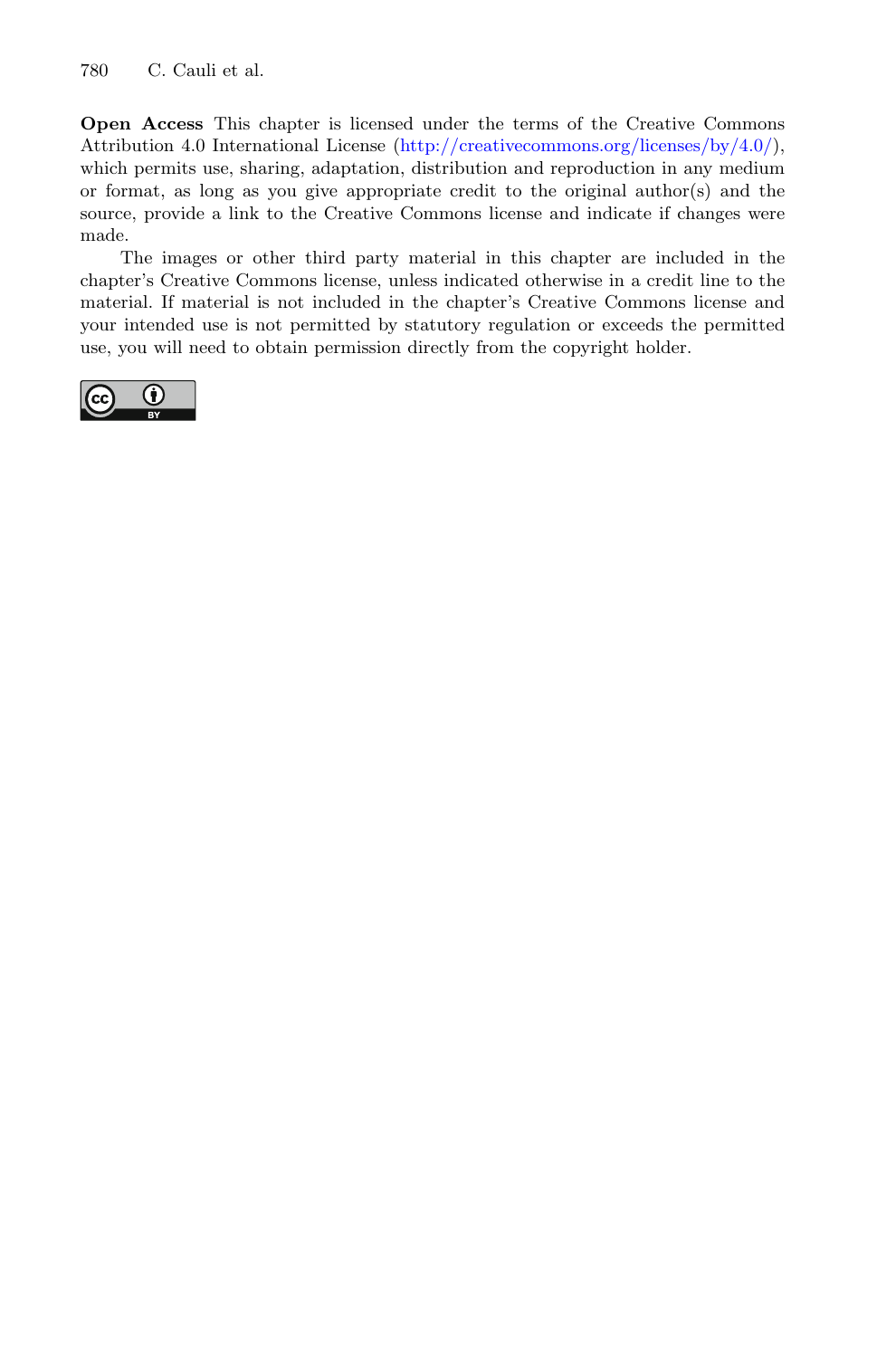**Open Access** This chapter is licensed under the terms of the Creative Commons Attribution 4.0 International License (http://creativecommons.org/licenses/by/4.0/), which permits use, sharing, adaptation, distribution and reproduction in any medium or format, as long as you give appropriate credit to the original author(s) and the source, provide a link to the Creative Commons license and indicate if changes were made.

The images or other third party material in this chapter are included in the chapter's Creative Commons license, unless indicated otherwise in a credit line to the material. If material is not included in the chapter's Creative Commons license and your intended use is not permitted by statutory regulation or exceeds the permitted use, you will need to obtain permission directly from the copyright holder.